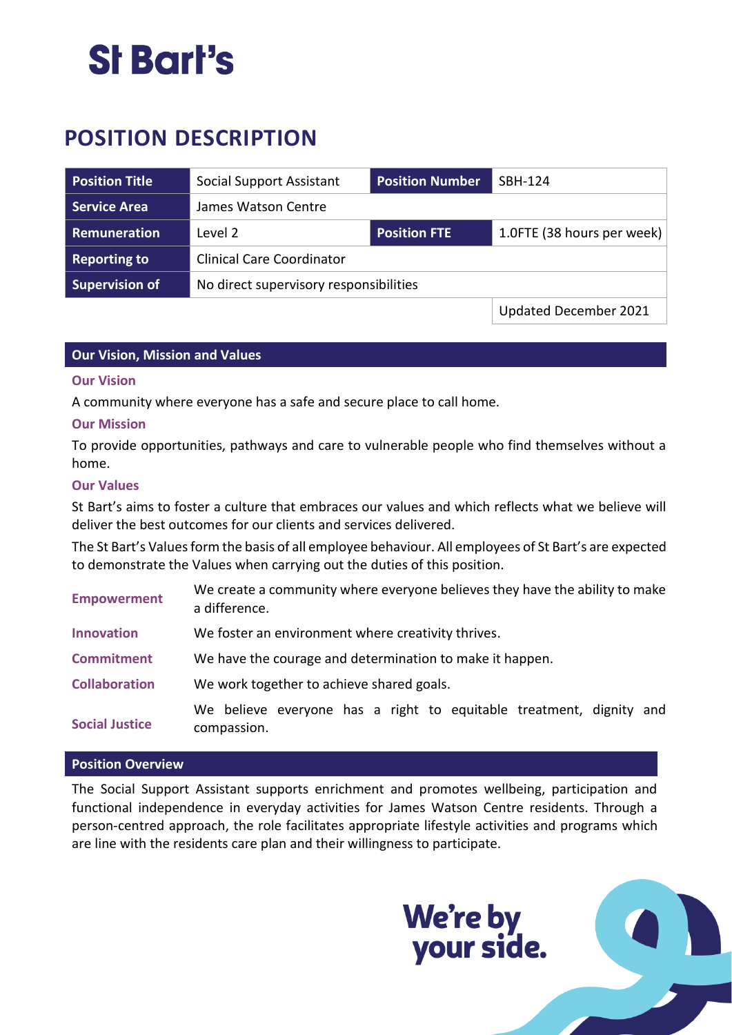St Bart's

# POSITION DESCRIPTION

| Position Title | Social Support Assistant | Position Number | SBH-124 |
|---|---|---|---|
| Service Area | James Watson Centre | | |
| Remuneration | Level 2 | Position FTE | 1.0FTE (38 hours per week) |
| Reporting to | Clinical Care Coordinator | | |
| Supervision of | No direct supervisory responsibilities | | |
| | | | Updated December 2021 |

## Our Vision, Mission and Values

### Our Vision

A community where everyone has a safe and secure place to call home.

### Our Mission

To provide opportunities, pathways and care to vulnerable people who find themselves without a home.

### Our Values

St Bart's aims to foster a culture that embraces our values and which reflects what we believe will deliver the best outcomes for our clients and services delivered.

The St Bart's Values form the basis of all employee behaviour. All employees of St Bart's are expected to demonstrate the Values when carrying out the duties of this position.

| | |
|---|---|
| **Empowerment** | We create a community where everyone believes they have the ability to make a difference. |
| **Innovation** | We foster an environment where creativity thrives. |
| **Commitment** | We have the courage and determination to make it happen. |
| **Collaboration** | We work together to achieve shared goals. |
| **Social Justice** | We believe everyone has a right to equitable treatment, dignity and compassion. |

## Position Overview

The Social Support Assistant supports enrichment and promotes wellbeing, participation and functional independence in everyday activities for James Watson Centre residents. Through a person-centred approach, the role facilitates appropriate lifestyle activities and programs which are line with the residents care plan and their willingness to participate.

We're by your side.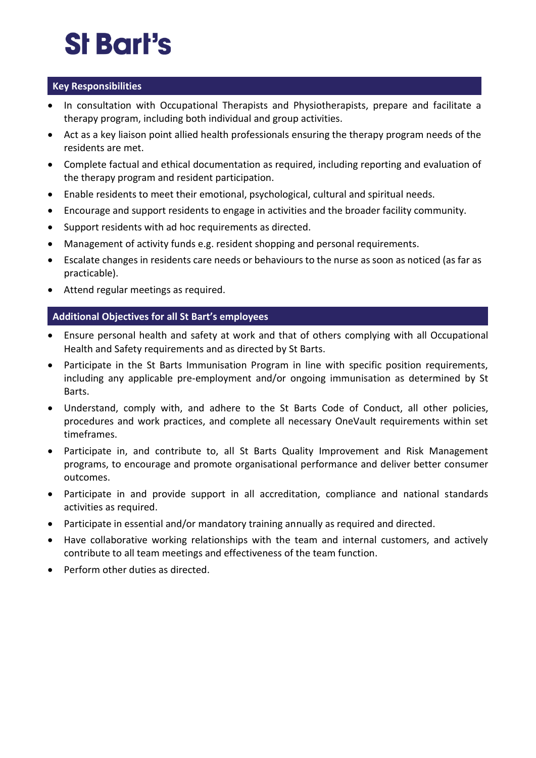## Key Responsibilities

- In consultation with Occupational Therapists and Physiotherapists, prepare and facilitate a therapy program, including both individual and group activities.
- Act as a key liaison point allied health professionals ensuring the therapy program needs of the residents are met.
- Complete factual and ethical documentation as required, including reporting and evaluation of the therapy program and resident participation.
- Enable residents to meet their emotional, psychological, cultural and spiritual needs.
- Encourage and support residents to engage in activities and the broader facility community.
- Support residents with ad hoc requirements as directed.
- Management of activity funds e.g. resident shopping and personal requirements.
- Escalate changes in residents care needs or behaviours to the nurse as soon as noticed (as far as practicable).
- Attend regular meetings as required.

## Additional Objectives for all St Bart's employees

- Ensure personal health and safety at work and that of others complying with all Occupational Health and Safety requirements and as directed by St Barts.
- Participate in the St Barts Immunisation Program in line with specific position requirements, including any applicable pre-employment and/or ongoing immunisation as determined by St Barts.
- Understand, comply with, and adhere to the St Barts Code of Conduct, all other policies, procedures and work practices, and complete all necessary OneVault requirements within set timeframes.
- Participate in, and contribute to, all St Barts Quality Improvement and Risk Management programs, to encourage and promote organisational performance and deliver better consumer outcomes.
- Participate in and provide support in all accreditation, compliance and national standards activities as required.
- Participate in essential and/or mandatory training annually as required and directed.
- Have collaborative working relationships with the team and internal customers, and actively contribute to all team meetings and effectiveness of the team function.
- Perform other duties as directed.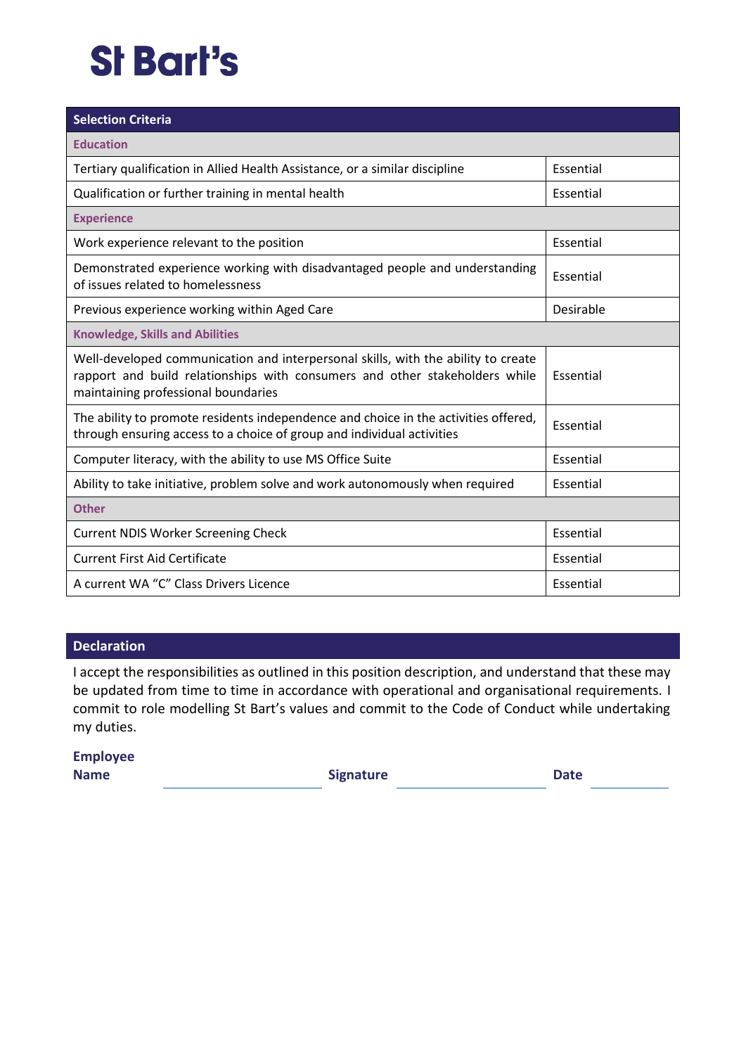St Bart's

| Selection Criteria | |
|---|---|
| **Education** | |
| Tertiary qualification in Allied Health Assistance, or a similar discipline | Essential |
| Qualification or further training in mental health | Essential |
| **Experience** | |
| Work experience relevant to the position | Essential |
| Demonstrated experience working with disadvantaged people and understanding of issues related to homelessness | Essential |
| Previous experience working within Aged Care | Desirable |
| **Knowledge, Skills and Abilities** | |
| Well-developed communication and interpersonal skills, with the ability to create rapport and build relationships with consumers and other stakeholders while maintaining professional boundaries | Essential |
| The ability to promote residents independence and choice in the activities offered, through ensuring access to a choice of group and individual activities | Essential |
| Computer literacy, with the ability to use MS Office Suite | Essential |
| Ability to take initiative, problem solve and work autonomously when required | Essential |
| **Other** | |
| Current NDIS Worker Screening Check | Essential |
| Current First Aid Certificate | Essential |
| A current WA "C" Class Drivers Licence | Essential |

## Declaration

I accept the responsibilities as outlined in this position description, and understand that these may be updated from time to time in accordance with operational and organisational requirements. I commit to role modelling St Bart's values and commit to the Code of Conduct while undertaking my duties.

**Employee Name** ____________________ **Signature** ____________________ **Date** ____________